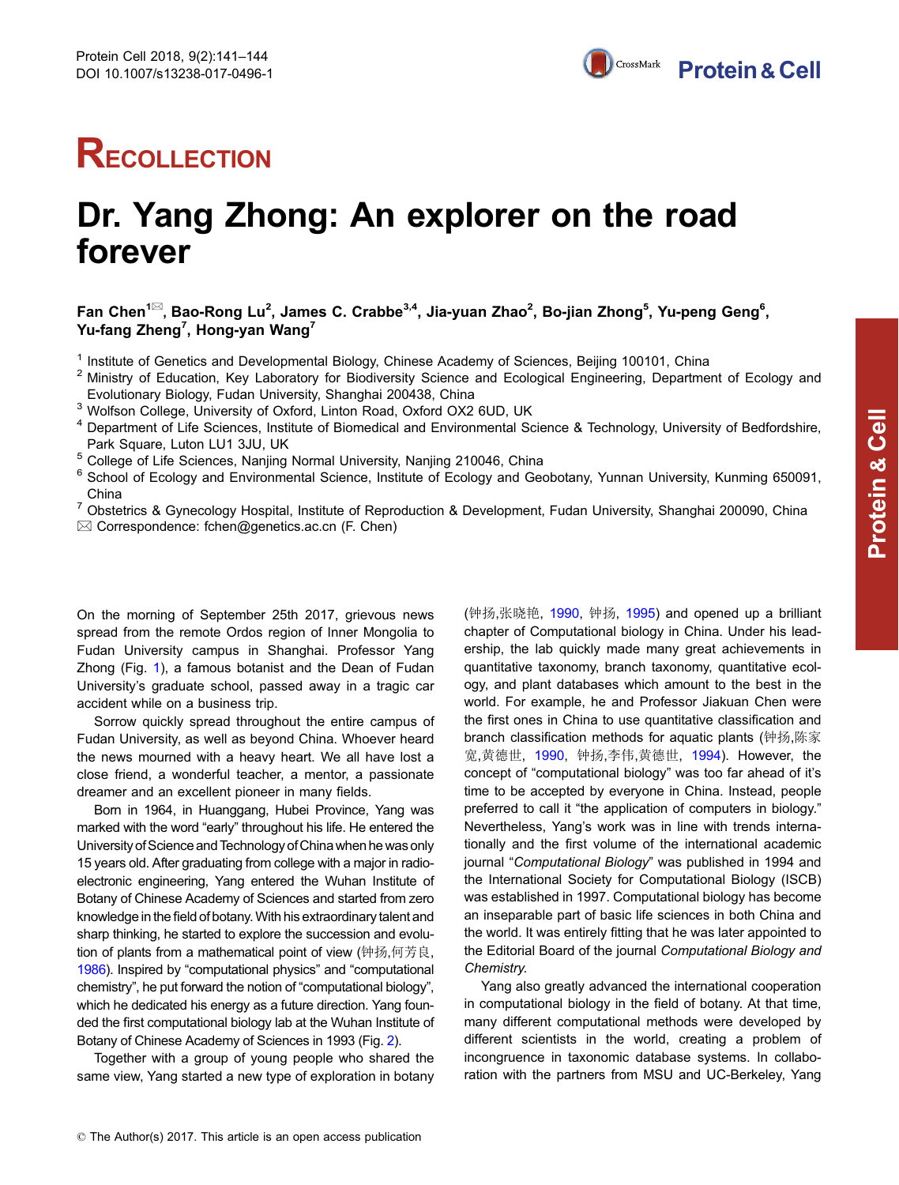RECOLLECTION

# Dr. Yang Zhong: An explorer on the road forever

**Fan Chen[1], Bao-Rong Lu[2], James C. Crabbe[3,4], Jia-yuan Zhao[2], Bo-jian Zhong[5], Yu-peng Geng[6], Yu-fang Zheng[7], Hong-yan Wang[7]**

[1] Institute of Genetics and Developmental Biology, Chinese Academy of Sciences, Beijing 100101, China
[2] Ministry of Education, Key Laboratory for Biodiversity Science and Ecological Engineering, Department of Ecology and Evolutionary Biology, Fudan University, Shanghai 200438, China
[3] Wolfson College, University of Oxford, Linton Road, Oxford OX2 6UD, UK
[4] Department of Life Sciences, Institute of Biomedical and Environmental Science & Technology, University of Bedfordshire, Park Square, Luton LU1 3JU, UK
[5] College of Life Sciences, Nanjing Normal University, Nanjing 210046, China
[6] School of Ecology and Environmental Science, Institute of Ecology and Geobotany, Yunnan University, Kunming 650091, China
[7] Obstetrics & Gynecology Hospital, Institute of Reproduction & Development, Fudan University, Shanghai 200090, China
✉ Correspondence: fchen@genetics.ac.cn (F. Chen)

On the morning of September 25th 2017, grievous news spread from the remote Ordos region of Inner Mongolia to Fudan University campus in Shanghai. Professor Yang Zhong (Fig. 1), a famous botanist and the Dean of Fudan University's graduate school, passed away in a tragic car accident while on a business trip.

Sorrow quickly spread throughout the entire campus of Fudan University, as well as beyond China. Whoever heard the news mourned with a heavy heart. We all have lost a close friend, a wonderful teacher, a mentor, a passionate dreamer and an excellent pioneer in many fields.

Born in 1964, in Huanggang, Hubei Province, Yang was marked with the word "early" throughout his life. He entered the University of Science and Technology of China when he was only 15 years old. After graduating from college with a major in radio-electronic engineering, Yang entered the Wuhan Institute of Botany of Chinese Academy of Sciences and started from zero knowledge in the field of botany. With his extraordinary talent and sharp thinking, he started to explore the succession and evolution of plants from a mathematical point of view (钟扬,何芳良, 1986). Inspired by "computational physics" and "computational chemistry", he put forward the notion of "computational biology", which he dedicated his energy as a future direction. Yang founded the first computational biology lab at the Wuhan Institute of Botany of Chinese Academy of Sciences in 1993 (Fig. 2).

Together with a group of young people who shared the same view, Yang started a new type of exploration in botany (钟扬,张晓艳, 1990, 钟扬, 1995) and opened up a brilliant chapter of Computational biology in China. Under his leadership, the lab quickly made many great achievements in quantitative taxonomy, branch taxonomy, quantitative ecology, and plant databases which amount to the best in the world. For example, he and Professor Jiakuan Chen were the first ones in China to use quantitative classification and branch classification methods for aquatic plants (钟扬,陈家宽,黄德世, 1990, 钟扬,李伟,黄德世, 1994). However, the concept of "computational biology" was too far ahead of it's time to be accepted by everyone in China. Instead, people preferred to call it "the application of computers in biology." Nevertheless, Yang's work was in line with trends internationally and the first volume of the international academic journal "*Computational Biology*" was published in 1994 and the International Society for Computational Biology (ISCB) was established in 1997. Computational biology has become an inseparable part of basic life sciences in both China and the world. It was entirely fitting that he was later appointed to the Editorial Board of the journal *Computational Biology and Chemistry*.

Yang also greatly advanced the international cooperation in computational biology in the field of botany. At that time, many different computational methods were developed by different scientists in the world, creating a problem of incongruence in taxonomic database systems. In collaboration with the partners from MSU and UC-Berkeley, Yang

© The Author(s) 2017. This article is an open access publication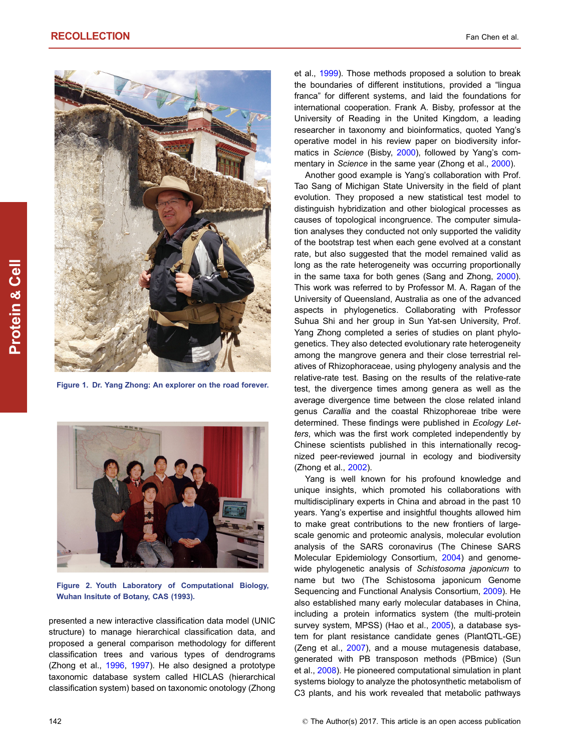Figure 1. Dr. Yang Zhong: An explorer on the road forever.

Figure 2. Youth Laboratory of Computational Biology, Wuhan Insitute of Botany, CAS (1993).

presented a new interactive classification data model (UNIC structure) to manage hierarchical classification data, and proposed a general comparison methodology for different classification trees and various types of dendrograms (Zhong et al., 1996, 1997). He also designed a prototype taxonomic database system called HICLAS (hierarchical classification system) based on taxonomic onotology (Zhong et al., 1999). Those methods proposed a solution to break the boundaries of different institutions, provided a "lingua franca" for different systems, and laid the foundations for international cooperation. Frank A. Bisby, professor at the University of Reading in the United Kingdom, a leading researcher in taxonomy and bioinformatics, quoted Yang's operative model in his review paper on biodiversity informatics in *Science* (Bisby, 2000), followed by Yang's commentary in *Science* in the same year (Zhong et al., 2000).

Another good example is Yang's collaboration with Prof. Tao Sang of Michigan State University in the field of plant evolution. They proposed a new statistical test model to distinguish hybridization and other biological processes as causes of topological incongruence. The computer simulation analyses they conducted not only supported the validity of the bootstrap test when each gene evolved at a constant rate, but also suggested that the model remained valid as long as the rate heterogeneity was occurring proportionally in the same taxa for both genes (Sang and Zhong, 2000). This work was referred to by Professor M. A. Ragan of the University of Queensland, Australia as one of the advanced aspects in phylogenetics. Collaborating with Professor Suhua Shi and her group in Sun Yat-sen University, Prof. Yang Zhong completed a series of studies on plant phylogenetics. They also detected evolutionary rate heterogeneity among the mangrove genera and their close terrestrial relatives of Rhizophoraceae, using phylogeny analysis and the relative-rate test. Basing on the results of the relative-rate test, the divergence times among genera as well as the average divergence time between the close related inland genus *Carallia* and the coastal Rhizophoreae tribe were determined. These findings were published in *Ecology Letters*, which was the first work completed independently by Chinese scientists published in this internationally recognized peer-reviewed journal in ecology and biodiversity (Zhong et al., 2002).

Yang is well known for his profound knowledge and unique insights, which promoted his collaborations with multidisciplinary experts in China and abroad in the past 10 years. Yang's expertise and insightful thoughts allowed him to make great contributions to the new frontiers of large-scale genomic and proteomic analysis, molecular evolution analysis of the SARS coronavirus (The Chinese SARS Molecular Epidemiology Consortium, 2004) and genome-wide phylogenetic analysis of *Schistosoma japonicum* to name but two (The Schistosoma japonicum Genome Sequencing and Functional Analysis Consortium, 2009). He also established many early molecular databases in China, including a protein informatics system (the multi-protein survey system, MPSS) (Hao et al., 2005), a database system for plant resistance candidate genes (PlantQTL-GE) (Zeng et al., 2007), and a mouse mutagenesis database, generated with PB transposon methods (PBmice) (Sun et al., 2008). He pioneered computational simulation in plant systems biology to analyze the photosynthetic metabolism of C3 plants, and his work revealed that metabolic pathways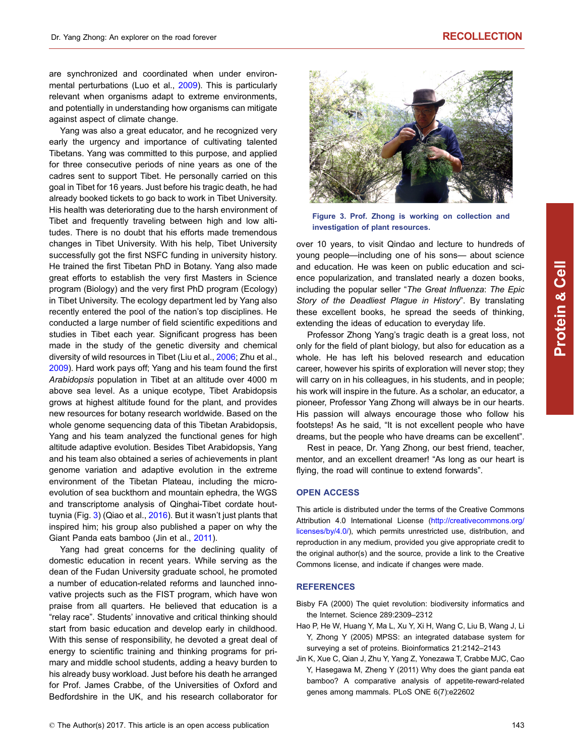are synchronized and coordinated when under environmental perturbations (Luo et al., 2009). This is particularly relevant when organisms adapt to extreme environments, and potentially in understanding how organisms can mitigate against aspect of climate change.

Yang was also a great educator, and he recognized very early the urgency and importance of cultivating talented Tibetans. Yang was committed to this purpose, and applied for three consecutive periods of nine years as one of the cadres sent to support Tibet. He personally carried on this goal in Tibet for 16 years. Just before his tragic death, he had already booked tickets to go back to work in Tibet University. His health was deteriorating due to the harsh environment of Tibet and frequently traveling between high and low altitudes. There is no doubt that his efforts made tremendous changes in Tibet University. With his help, Tibet University successfully got the first NSFC funding in university history. He trained the first Tibetan PhD in Botany. Yang also made great efforts to establish the very first Masters in Science program (Biology) and the very first PhD program (Ecology) in Tibet University. The ecology department led by Yang also recently entered the pool of the nation's top disciplines. He conducted a large number of field scientific expeditions and studies in Tibet each year. Significant progress has been made in the study of the genetic diversity and chemical diversity of wild resources in Tibet (Liu et al., 2006; Zhu et al., 2009). Hard work pays off; Yang and his team found the first *Arabidopsis* population in Tibet at an altitude over 4000 m above sea level. As a unique ecotype, Tibet Arabidopsis grows at highest altitude found for the plant, and provides new resources for botany research worldwide. Based on the whole genome sequencing data of this Tibetan Arabidopsis, Yang and his team analyzed the functional genes for high altitude adaptive evolution. Besides Tibet Arabidopsis, Yang and his team also obtained a series of achievements in plant genome variation and adaptive evolution in the extreme environment of the Tibetan Plateau, including the microevolution of sea buckthorn and mountain ephedra, the WGS and transcriptome analysis of Qinghai-Tibet cordate houttuynia (Fig. 3) (Qiao et al., 2016). But it wasn't just plants that inspired him; his group also published a paper on why the Giant Panda eats bamboo (Jin et al., 2011).

Yang had great concerns for the declining quality of domestic education in recent years. While serving as the dean of the Fudan University graduate school, he promoted a number of education-related reforms and launched innovative projects such as the FIST program, which have won praise from all quarters. He believed that education is a "relay race". Students' innovative and critical thinking should start from basic education and develop early in childhood. With this sense of responsibility, he devoted a great deal of energy to scientific training and thinking programs for primary and middle school students, adding a heavy burden to his already busy workload. Just before his death he arranged for Prof. James Crabbe, of the Universities of Oxford and Bedfordshire in the UK, and his research collaborator for over 10 years, to visit Qindao and lecture to hundreds of young people—including one of his sons— about science and education. He was keen on public education and science popularization, and translated nearly a dozen books, including the popular seller "*The Great Influenza*: *The Epic Story of the Deadliest Plague in History*". By translating these excellent books, he spread the seeds of thinking, extending the ideas of education to everyday life.

**Figure 3. Prof. Zhong is working on collection and investigation of plant resources.**

Professor Zhong Yang's tragic death is a great loss, not only for the field of plant biology, but also for education as a whole. He has left his beloved research and education career, however his spirits of exploration will never stop; they will carry on in his colleagues, in his students, and in people; his work will inspire in the future. As a scholar, an educator, a pioneer, Professor Yang Zhong will always be in our hearts. His passion will always encourage those who follow his footsteps! As he said, "It is not excellent people who have dreams, but the people who have dreams can be excellent".

Rest in peace, Dr. Yang Zhong, our best friend, teacher, mentor, and an excellent dreamer! "As long as our heart is flying, the road will continue to extend forwards".

## OPEN ACCESS

This article is distributed under the terms of the Creative Commons Attribution 4.0 International License (http://creativecommons.org/licenses/by/4.0/), which permits unrestricted use, distribution, and reproduction in any medium, provided you give appropriate credit to the original author(s) and the source, provide a link to the Creative Commons license, and indicate if changes were made.

## REFERENCES

Bisby FA (2000) The quiet revolution: biodiversity informatics and the Internet. Science 289:2309–2312

Hao P, He W, Huang Y, Ma L, Xu Y, Xi H, Wang C, Liu B, Wang J, Li Y, Zhong Y (2005) MPSS: an integrated database system for surveying a set of proteins. Bioinformatics 21:2142–2143

Jin K, Xue C, Qian J, Zhu Y, Yang Z, Yonezawa T, Crabbe MJC, Cao Y, Hasegawa M, Zheng Y (2011) Why does the giant panda eat bamboo? A comparative analysis of appetite-reward-related genes among mammals. PLoS ONE 6(7):e22602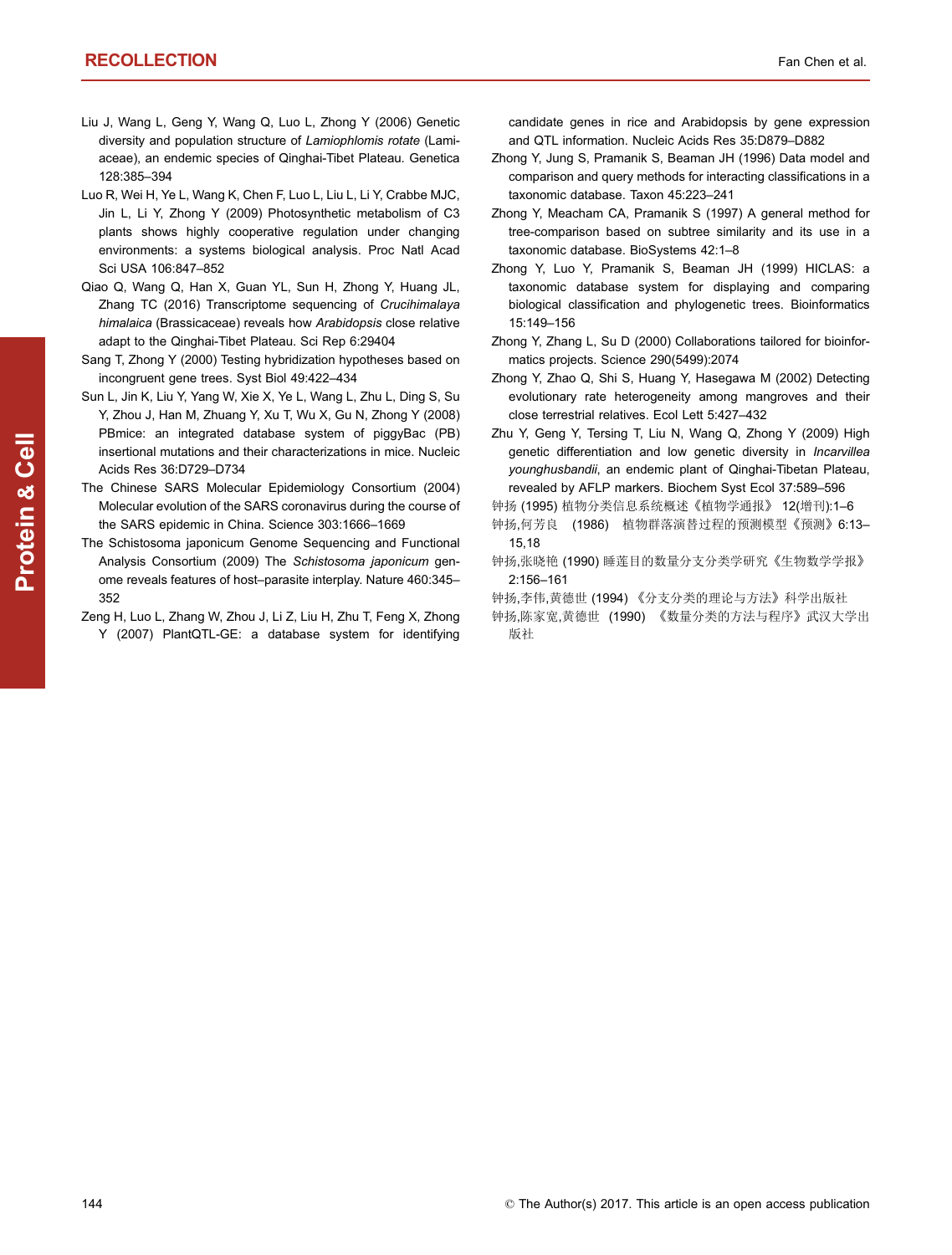Liu J, Wang L, Geng Y, Wang Q, Luo L, Zhong Y (2006) Genetic diversity and population structure of *Lamiophlomis rotate* (Lamiaceae), an endemic species of Qinghai-Tibet Plateau. Genetica 128:385–394

Luo R, Wei H, Ye L, Wang K, Chen F, Luo L, Liu L, Li Y, Crabbe MJC, Jin L, Li Y, Zhong Y (2009) Photosynthetic metabolism of C3 plants shows highly cooperative regulation under changing environments: a systems biological analysis. Proc Natl Acad Sci USA 106:847–852

Qiao Q, Wang Q, Han X, Guan YL, Sun H, Zhong Y, Huang JL, Zhang TC (2016) Transcriptome sequencing of *Crucihimalaya himalaica* (Brassicaceae) reveals how *Arabidopsis* close relative adapt to the Qinghai-Tibet Plateau. Sci Rep 6:29404

Sang T, Zhong Y (2000) Testing hybridization hypotheses based on incongruent gene trees. Syst Biol 49:422–434

Sun L, Jin K, Liu Y, Yang W, Xie X, Ye L, Wang L, Zhu L, Ding S, Su Y, Zhou J, Han M, Zhuang Y, Xu T, Wu X, Gu N, Zhong Y (2008) PBmice: an integrated database system of piggyBac (PB) insertional mutations and their characterizations in mice. Nucleic Acids Res 36:D729–D734

The Chinese SARS Molecular Epidemiology Consortium (2004) Molecular evolution of the SARS coronavirus during the course of the SARS epidemic in China. Science 303:1666–1669

The Schistosoma japonicum Genome Sequencing and Functional Analysis Consortium (2009) The *Schistosoma japonicum* genome reveals features of host–parasite interplay. Nature 460:345–352

Zeng H, Luo L, Zhang W, Zhou J, Li Z, Liu H, Zhu T, Feng X, Zhong Y (2007) PlantQTL-GE: a database system for identifying candidate genes in rice and Arabidopsis by gene expression and QTL information. Nucleic Acids Res 35:D879–D882

Zhong Y, Jung S, Pramanik S, Beaman JH (1996) Data model and comparison and query methods for interacting classifications in a taxonomic database. Taxon 45:223–241

Zhong Y, Meacham CA, Pramanik S (1997) A general method for tree-comparison based on subtree similarity and its use in a taxonomic database. BioSystems 42:1–8

Zhong Y, Luo Y, Pramanik S, Beaman JH (1999) HICLAS: a taxonomic database system for displaying and comparing biological classification and phylogenetic trees. Bioinformatics 15:149–156

Zhong Y, Zhang L, Su D (2000) Collaborations tailored for bioinformatics projects. Science 290(5499):2074

Zhong Y, Zhao Q, Shi S, Huang Y, Hasegawa M (2002) Detecting evolutionary rate heterogeneity among mangroves and their close terrestrial relatives. Ecol Lett 5:427–432

Zhu Y, Geng Y, Tersing T, Liu N, Wang Q, Zhong Y (2009) High genetic differentiation and low genetic diversity in *Incarvillea younghusbandii*, an endemic plant of Qinghai-Tibetan Plateau, revealed by AFLP markers. Biochem Syst Ecol 37:589–596

钟扬 (1995) 植物分类信息系统概述《植物学通报》 12(增刊):1–6

钟扬,何芳良 (1986) 植物群落演替过程的预测模型《预测》6:13–15,18

钟扬,张晓艳 (1990) 睡莲目的数量分支分类学研究《生物数学学报》2:156–161

钟扬,李伟,黄德世 (1994) 《分支分类的理论与方法》科学出版社

钟扬,陈家宽,黄德世 (1990) 《数量分类的方法与程序》武汉大学出版社